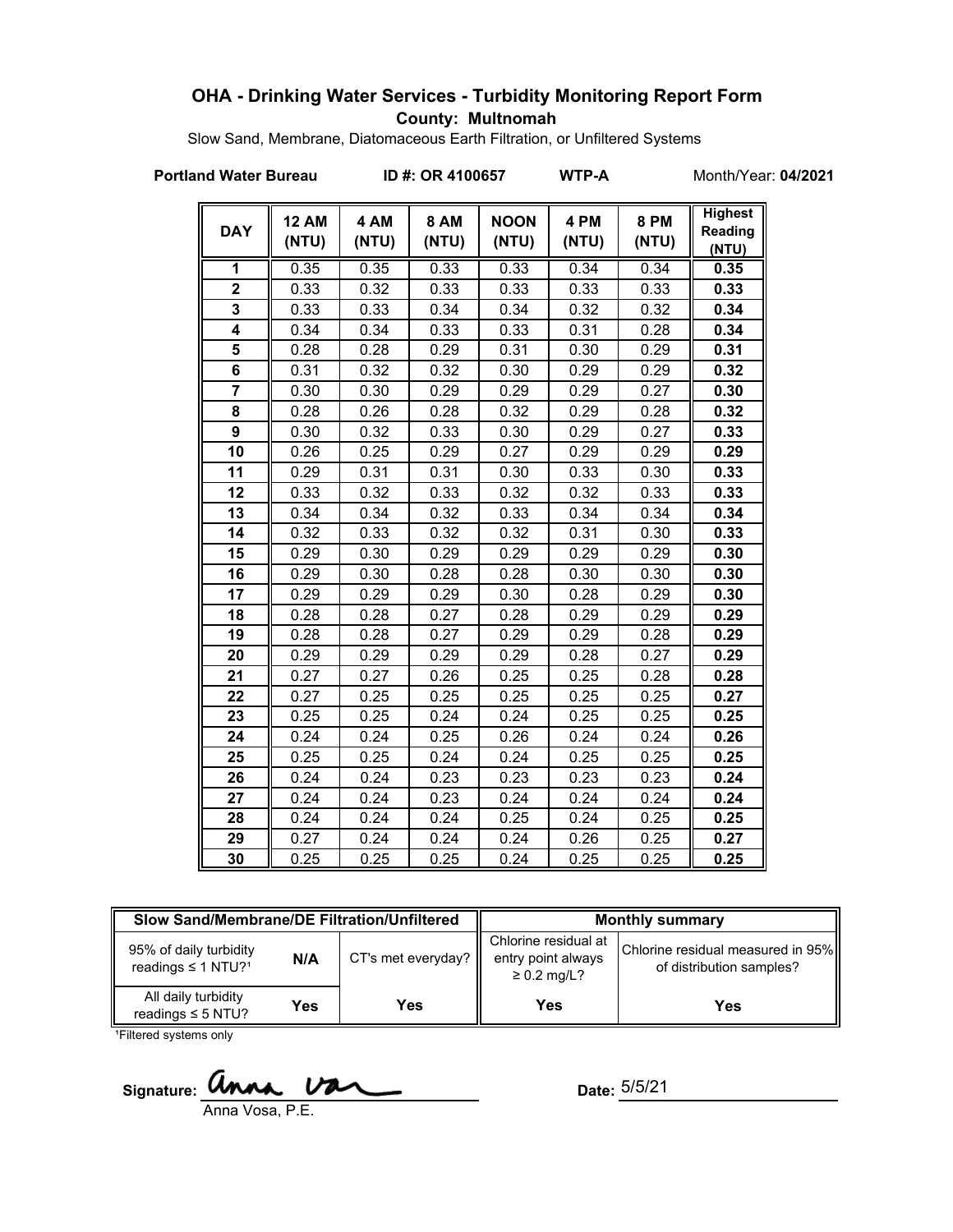## OHA - Drinking Water Services - Turbidity Monitoring Report Form

**County: Multnomah**

Slow Sand, Membrane, Diatomaceous Earth Filtration, or Unfiltered Systems

**Portland Water Bureau** **ID #: OR 4100657** **WTP-A** Month/Year: **04/2021**

| DAY | 12 AM (NTU) | 4 AM (NTU) | 8 AM (NTU) | NOON (NTU) | 4 PM (NTU) | 8 PM (NTU) | Highest Reading (NTU) |
|---|---|---|---|---|---|---|---|
| 1 | 0.35 | 0.35 | 0.33 | 0.33 | 0.34 | 0.34 | **0.35** |
| 2 | 0.33 | 0.32 | 0.33 | 0.33 | 0.33 | 0.33 | **0.33** |
| 3 | 0.33 | 0.33 | 0.34 | 0.34 | 0.32 | 0.32 | **0.34** |
| 4 | 0.34 | 0.34 | 0.33 | 0.33 | 0.31 | 0.28 | **0.34** |
| 5 | 0.28 | 0.28 | 0.29 | 0.31 | 0.30 | 0.29 | **0.31** |
| 6 | 0.31 | 0.32 | 0.32 | 0.30 | 0.29 | 0.29 | **0.32** |
| 7 | 0.30 | 0.30 | 0.29 | 0.29 | 0.29 | 0.27 | **0.30** |
| 8 | 0.28 | 0.26 | 0.28 | 0.32 | 0.29 | 0.28 | **0.32** |
| 9 | 0.30 | 0.32 | 0.33 | 0.30 | 0.29 | 0.27 | **0.33** |
| 10 | 0.26 | 0.25 | 0.29 | 0.27 | 0.29 | 0.29 | **0.29** |
| 11 | 0.29 | 0.31 | 0.31 | 0.30 | 0.33 | 0.30 | **0.33** |
| 12 | 0.33 | 0.32 | 0.33 | 0.32 | 0.32 | 0.33 | **0.33** |
| 13 | 0.34 | 0.34 | 0.32 | 0.33 | 0.34 | 0.34 | **0.34** |
| 14 | 0.32 | 0.33 | 0.32 | 0.32 | 0.31 | 0.30 | **0.33** |
| 15 | 0.29 | 0.30 | 0.29 | 0.29 | 0.29 | 0.29 | **0.30** |
| 16 | 0.29 | 0.30 | 0.28 | 0.28 | 0.30 | 0.30 | **0.30** |
| 17 | 0.29 | 0.29 | 0.29 | 0.30 | 0.28 | 0.29 | **0.30** |
| 18 | 0.28 | 0.28 | 0.27 | 0.28 | 0.29 | 0.29 | **0.29** |
| 19 | 0.28 | 0.28 | 0.27 | 0.29 | 0.29 | 0.28 | **0.29** |
| 20 | 0.29 | 0.29 | 0.29 | 0.29 | 0.28 | 0.27 | **0.29** |
| 21 | 0.27 | 0.27 | 0.26 | 0.25 | 0.25 | 0.28 | **0.28** |
| 22 | 0.27 | 0.25 | 0.25 | 0.25 | 0.25 | 0.25 | **0.27** |
| 23 | 0.25 | 0.25 | 0.24 | 0.24 | 0.25 | 0.25 | **0.25** |
| 24 | 0.24 | 0.24 | 0.25 | 0.26 | 0.24 | 0.24 | **0.26** |
| 25 | 0.25 | 0.25 | 0.24 | 0.24 | 0.25 | 0.25 | **0.25** |
| 26 | 0.24 | 0.24 | 0.23 | 0.23 | 0.23 | 0.23 | **0.24** |
| 27 | 0.24 | 0.24 | 0.23 | 0.24 | 0.24 | 0.24 | **0.24** |
| 28 | 0.24 | 0.24 | 0.24 | 0.25 | 0.24 | 0.25 | **0.25** |
| 29 | 0.27 | 0.24 | 0.24 | 0.24 | 0.26 | 0.25 | **0.27** |
| 30 | 0.25 | 0.25 | 0.25 | 0.24 | 0.25 | 0.25 | **0.25** |

| Slow Sand/Membrane/DE Filtration/Unfiltered | | | Monthly summary | |
|---|---|---|---|---|
| 95% of daily turbidity readings ≤ 1 NTU?[1] | N/A | CT's met everyday? | Chlorine residual at entry point always ≥ 0.2 mg/L? | Chlorine residual measured in 95% of distribution samples? |
| All daily turbidity readings ≤ 5 NTU? | Yes | Yes | Yes | Yes |

[1]Filtered systems only

Signature: Anna Vosa, P.E.

Date: 5/5/21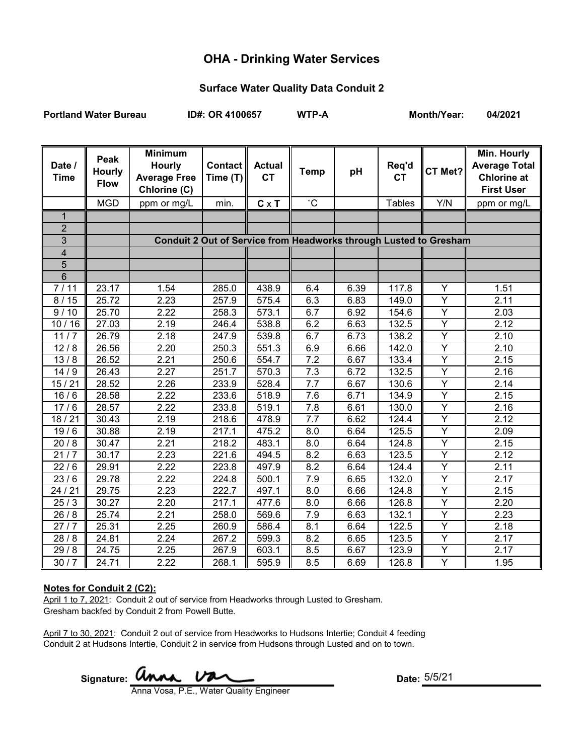# OHA - Drinking Water Services

## Surface Water Quality Data Conduit 2

**Portland Water Bureau** **ID#: OR 4100657** **WTP-A** **Month/Year: 04/2021**

| Date / Time | Peak Hourly Flow | Minimum Hourly Average Free Chlorine (C) | Contact Time (T) | Actual CT | Temp | pH | Req'd CT | CT Met? | Min. Hourly Average Total Chlorine at First User |
|---|---|---|---|---|---|---|---|---|---|
| | MGD | ppm or mg/L | min. | **C** x **T** | ˚C | | Tables | Y/N | ppm or mg/L |
| 1 | | | | | | | | | |
| 2 | | | | | | | | | |
| 3 | | **Conduit 2 Out of Service from Headworks through Lusted to Gresham** | | | | | | | |
| 4 | | | | | | | | | |
| 5 | | | | | | | | | |
| 6 | | | | | | | | | |
| 7 / 11 | 23.17 | 1.54 | 285.0 | 438.9 | 6.4 | 6.39 | 117.8 | Y | 1.51 |
| 8 / 15 | 25.72 | 2.23 | 257.9 | 575.4 | 6.3 | 6.83 | 149.0 | Y | 2.11 |
| 9 / 10 | 25.70 | 2.22 | 258.3 | 573.1 | 6.7 | 6.92 | 154.6 | Y | 2.03 |
| 10 / 16 | 27.03 | 2.19 | 246.4 | 538.8 | 6.2 | 6.63 | 132.5 | Y | 2.12 |
| 11 / 7 | 26.79 | 2.18 | 247.9 | 539.8 | 6.7 | 6.73 | 138.2 | Y | 2.10 |
| 12 / 8 | 26.56 | 2.20 | 250.3 | 551.3 | 6.9 | 6.66 | 142.0 | Y | 2.10 |
| 13 / 8 | 26.52 | 2.21 | 250.6 | 554.7 | 7.2 | 6.67 | 133.4 | Y | 2.15 |
| 14 / 9 | 26.43 | 2.27 | 251.7 | 570.3 | 7.3 | 6.72 | 132.5 | Y | 2.16 |
| 15 / 21 | 28.52 | 2.26 | 233.9 | 528.4 | 7.7 | 6.67 | 130.6 | Y | 2.14 |
| 16 / 6 | 28.58 | 2.22 | 233.6 | 518.9 | 7.6 | 6.71 | 134.9 | Y | 2.15 |
| 17 / 6 | 28.57 | 2.22 | 233.8 | 519.1 | 7.8 | 6.61 | 130.0 | Y | 2.16 |
| 18 / 21 | 30.43 | 2.19 | 218.6 | 478.9 | 7.7 | 6.62 | 124.4 | Y | 2.12 |
| 19 / 6 | 30.88 | 2.19 | 217.1 | 475.2 | 8.0 | 6.64 | 125.5 | Y | 2.09 |
| 20 / 8 | 30.47 | 2.21 | 218.2 | 483.1 | 8.0 | 6.64 | 124.8 | Y | 2.15 |
| 21 / 7 | 30.17 | 2.23 | 221.6 | 494.5 | 8.2 | 6.63 | 123.5 | Y | 2.12 |
| 22 / 6 | 29.91 | 2.22 | 223.8 | 497.9 | 8.2 | 6.64 | 124.4 | Y | 2.11 |
| 23 / 6 | 29.78 | 2.22 | 224.8 | 500.1 | 7.9 | 6.65 | 132.0 | Y | 2.17 |
| 24 / 21 | 29.75 | 2.23 | 222.7 | 497.1 | 8.0 | 6.66 | 124.8 | Y | 2.15 |
| 25 / 3 | 30.27 | 2.20 | 217.1 | 477.6 | 8.0 | 6.66 | 126.8 | Y | 2.20 |
| 26 / 8 | 25.74 | 2.21 | 258.0 | 569.6 | 7.9 | 6.63 | 132.1 | Y | 2.23 |
| 27 / 7 | 25.31 | 2.25 | 260.9 | 586.4 | 8.1 | 6.64 | 122.5 | Y | 2.18 |
| 28 / 8 | 24.81 | 2.24 | 267.2 | 599.3 | 8.2 | 6.65 | 123.5 | Y | 2.17 |
| 29 / 8 | 24.75 | 2.25 | 267.9 | 603.1 | 8.5 | 6.67 | 123.9 | Y | 2.17 |
| 30 / 7 | 24.71 | 2.22 | 268.1 | 595.9 | 8.5 | 6.69 | 126.8 | Y | 1.95 |

**Notes for Conduit 2 (C2):**

April 1 to 7, 2021: Conduit 2 out of service from Headworks through Lusted to Gresham. Gresham backfed by Conduit 2 from Powell Butte.

April 7 to 30, 2021: Conduit 2 out of service from Headworks to Hudsons Intertie; Conduit 4 feeding Conduit 2 at Hudsons Intertie, Conduit 2 in service from Hudsons through Lusted and on to town.

Signature: Anna Vosa

Anna Vosa, P.E., Water Quality Engineer

Date: 5/5/21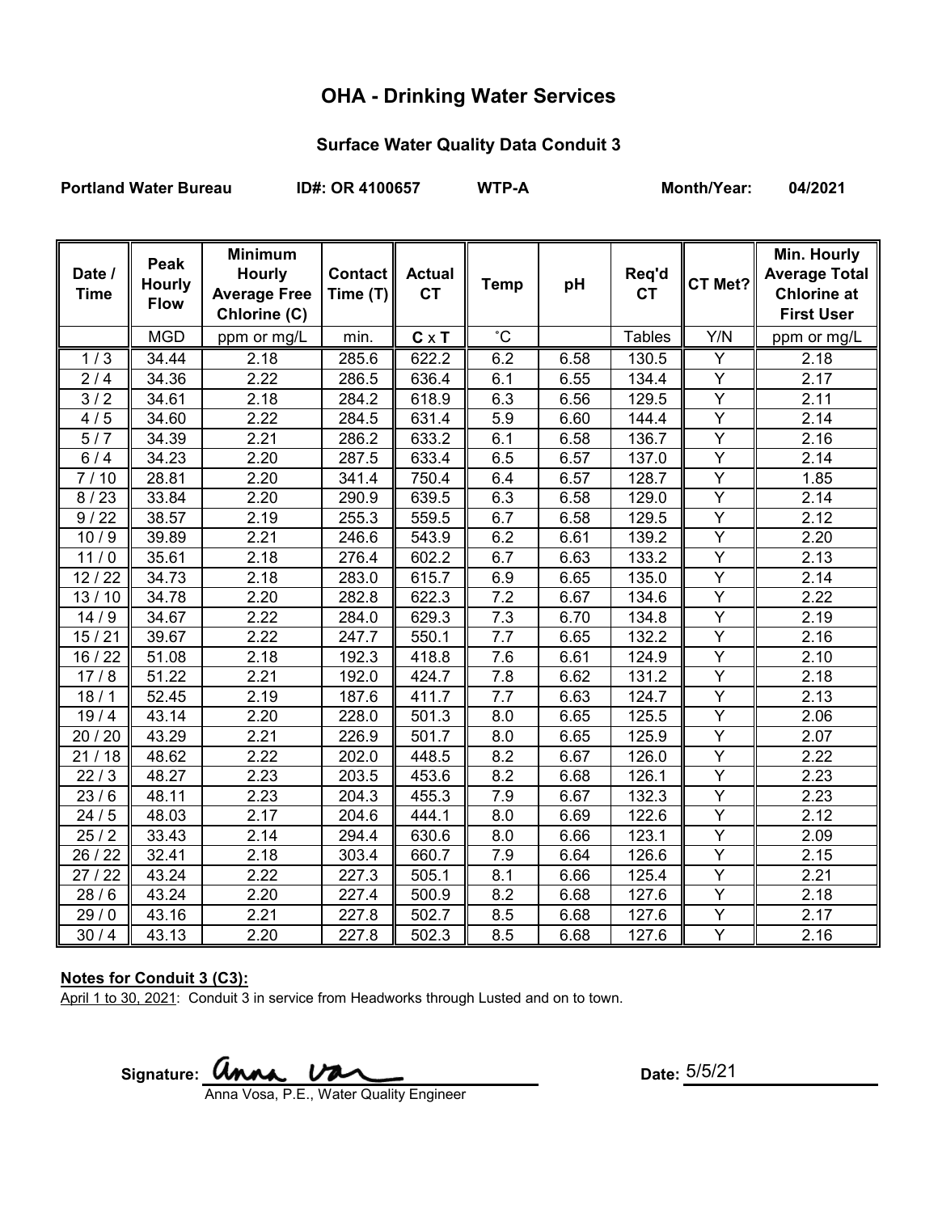# OHA - Drinking Water Services

## Surface Water Quality Data Conduit 3

**Portland Water Bureau** **ID#: OR 4100657** **WTP-A** **Month/Year: 04/2021**

| Date / Time | Peak Hourly Flow | Minimum Hourly Average Free Chlorine (C) | Contact Time (T) | Actual CT | Temp | pH | Req'd CT | CT Met? | Min. Hourly Average Total Chlorine at First User |
|---|---|---|---|---|---|---|---|---|---|
| | MGD | ppm or mg/L | min. | C x T | ˚C | | Tables | Y/N | ppm or mg/L |
| 1 / 3 | 34.44 | 2.18 | 285.6 | 622.2 | 6.2 | 6.58 | 130.5 | Y | 2.18 |
| 2 / 4 | 34.36 | 2.22 | 286.5 | 636.4 | 6.1 | 6.55 | 134.4 | Y | 2.17 |
| 3 / 2 | 34.61 | 2.18 | 284.2 | 618.9 | 6.3 | 6.56 | 129.5 | Y | 2.11 |
| 4 / 5 | 34.60 | 2.22 | 284.5 | 631.4 | 5.9 | 6.60 | 144.4 | Y | 2.14 |
| 5 / 7 | 34.39 | 2.21 | 286.2 | 633.2 | 6.1 | 6.58 | 136.7 | Y | 2.16 |
| 6 / 4 | 34.23 | 2.20 | 287.5 | 633.4 | 6.5 | 6.57 | 137.0 | Y | 2.14 |
| 7 / 10 | 28.81 | 2.20 | 341.4 | 750.4 | 6.4 | 6.57 | 128.7 | Y | 1.85 |
| 8 / 23 | 33.84 | 2.20 | 290.9 | 639.5 | 6.3 | 6.58 | 129.0 | Y | 2.14 |
| 9 / 22 | 38.57 | 2.19 | 255.3 | 559.5 | 6.7 | 6.58 | 129.5 | Y | 2.12 |
| 10 / 9 | 39.89 | 2.21 | 246.6 | 543.9 | 6.2 | 6.61 | 139.2 | Y | 2.20 |
| 11 / 0 | 35.61 | 2.18 | 276.4 | 602.2 | 6.7 | 6.63 | 133.2 | Y | 2.13 |
| 12 / 22 | 34.73 | 2.18 | 283.0 | 615.7 | 6.9 | 6.65 | 135.0 | Y | 2.14 |
| 13 / 10 | 34.78 | 2.20 | 282.8 | 622.3 | 7.2 | 6.67 | 134.6 | Y | 2.22 |
| 14 / 9 | 34.67 | 2.22 | 284.0 | 629.3 | 7.3 | 6.70 | 134.8 | Y | 2.19 |
| 15 / 21 | 39.67 | 2.22 | 247.7 | 550.1 | 7.7 | 6.65 | 132.2 | Y | 2.16 |
| 16 / 22 | 51.08 | 2.18 | 192.3 | 418.8 | 7.6 | 6.61 | 124.9 | Y | 2.10 |
| 17 / 8 | 51.22 | 2.21 | 192.0 | 424.7 | 7.8 | 6.62 | 131.2 | Y | 2.18 |
| 18 / 1 | 52.45 | 2.19 | 187.6 | 411.7 | 7.7 | 6.63 | 124.7 | Y | 2.13 |
| 19 / 4 | 43.14 | 2.20 | 228.0 | 501.3 | 8.0 | 6.65 | 125.5 | Y | 2.06 |
| 20 / 20 | 43.29 | 2.21 | 226.9 | 501.7 | 8.0 | 6.65 | 125.9 | Y | 2.07 |
| 21 / 18 | 48.62 | 2.22 | 202.0 | 448.5 | 8.2 | 6.67 | 126.0 | Y | 2.22 |
| 22 / 3 | 48.27 | 2.23 | 203.5 | 453.6 | 8.2 | 6.68 | 126.1 | Y | 2.23 |
| 23 / 6 | 48.11 | 2.23 | 204.3 | 455.3 | 7.9 | 6.67 | 132.3 | Y | 2.23 |
| 24 / 5 | 48.03 | 2.17 | 204.6 | 444.1 | 8.0 | 6.69 | 122.6 | Y | 2.12 |
| 25 / 2 | 33.43 | 2.14 | 294.4 | 630.6 | 8.0 | 6.66 | 123.1 | Y | 2.09 |
| 26 / 22 | 32.41 | 2.18 | 303.4 | 660.7 | 7.9 | 6.64 | 126.6 | Y | 2.15 |
| 27 / 22 | 43.24 | 2.22 | 227.3 | 505.1 | 8.1 | 6.66 | 125.4 | Y | 2.21 |
| 28 / 6 | 43.24 | 2.20 | 227.4 | 500.9 | 8.2 | 6.68 | 127.6 | Y | 2.18 |
| 29 / 0 | 43.16 | 2.21 | 227.8 | 502.7 | 8.5 | 6.68 | 127.6 | Y | 2.17 |
| 30 / 4 | 43.13 | 2.20 | 227.8 | 502.3 | 8.5 | 6.68 | 127.6 | Y | 2.16 |

**Notes for Conduit 3 (C3):**

April 1 to 30, 2021: Conduit 3 in service from Headworks through Lusted and on to town.

Signature: Anna Vosa

Anna Vosa, P.E., Water Quality Engineer

Date: 5/5/21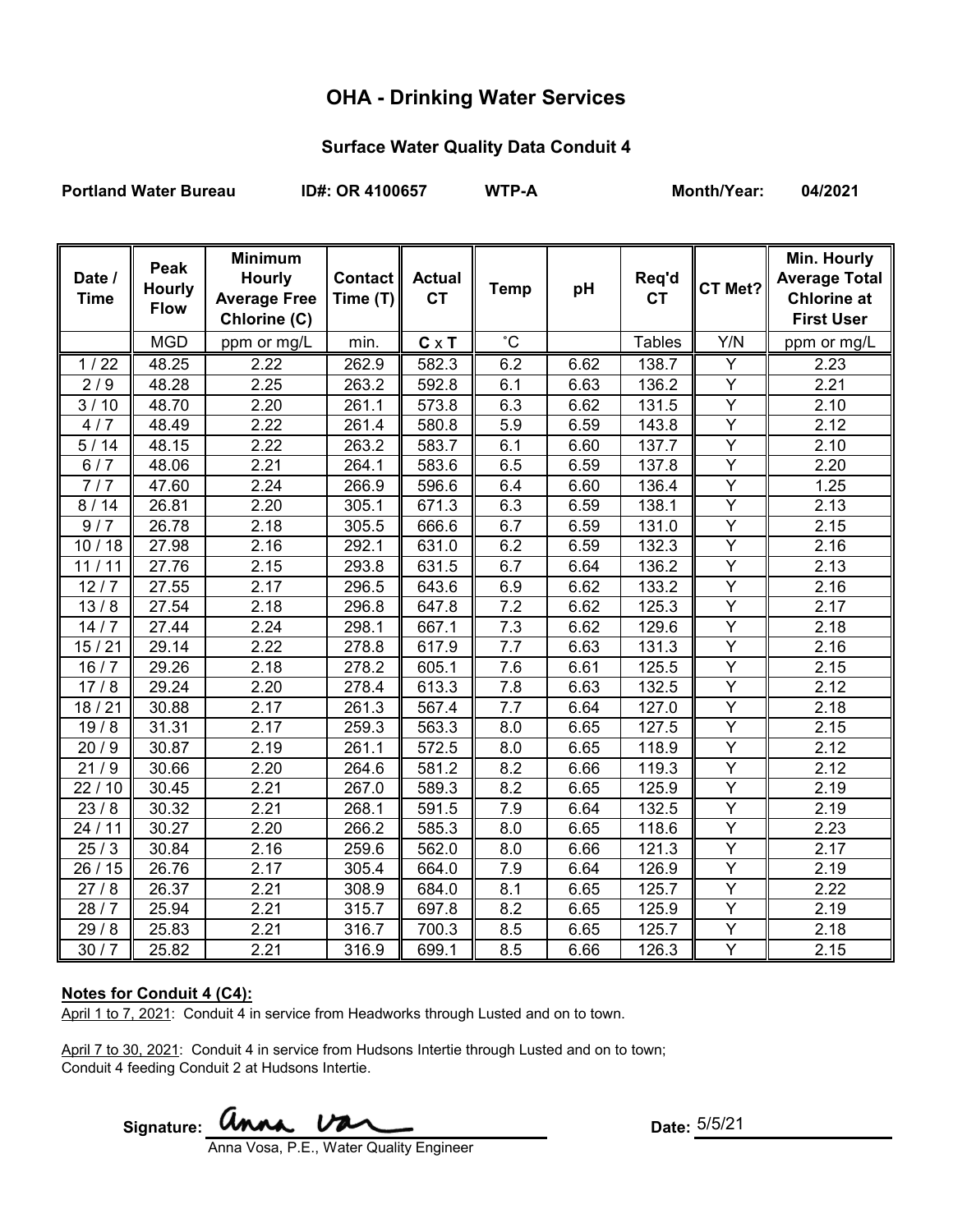# OHA - Drinking Water Services

## Surface Water Quality Data Conduit 4

**Portland Water Bureau** **ID#: OR 4100657** **WTP-A** **Month/Year: 04/2021**

| Date / Time | Peak Hourly Flow | Minimum Hourly Average Free Chlorine (C) | Contact Time (T) | Actual CT | Temp | pH | Req'd CT | CT Met? | Min. Hourly Average Total Chlorine at First User |
|---|---|---|---|---|---|---|---|---|---|
| | MGD | ppm or mg/L | min. | C x T | ˚C | | Tables | Y/N | ppm or mg/L |
| 1 / 22 | 48.25 | 2.22 | 262.9 | 582.3 | 6.2 | 6.62 | 138.7 | Y | 2.23 |
| 2 / 9 | 48.28 | 2.25 | 263.2 | 592.8 | 6.1 | 6.63 | 136.2 | Y | 2.21 |
| 3 / 10 | 48.70 | 2.20 | 261.1 | 573.8 | 6.3 | 6.62 | 131.5 | Y | 2.10 |
| 4 / 7 | 48.49 | 2.22 | 261.4 | 580.8 | 5.9 | 6.59 | 143.8 | Y | 2.12 |
| 5 / 14 | 48.15 | 2.22 | 263.2 | 583.7 | 6.1 | 6.60 | 137.7 | Y | 2.10 |
| 6 / 7 | 48.06 | 2.21 | 264.1 | 583.6 | 6.5 | 6.59 | 137.8 | Y | 2.20 |
| 7 / 7 | 47.60 | 2.24 | 266.9 | 596.6 | 6.4 | 6.60 | 136.4 | Y | 1.25 |
| 8 / 14 | 26.81 | 2.20 | 305.1 | 671.3 | 6.3 | 6.59 | 138.1 | Y | 2.13 |
| 9 / 7 | 26.78 | 2.18 | 305.5 | 666.6 | 6.7 | 6.59 | 131.0 | Y | 2.15 |
| 10 / 18 | 27.98 | 2.16 | 292.1 | 631.0 | 6.2 | 6.59 | 132.3 | Y | 2.16 |
| 11 / 11 | 27.76 | 2.15 | 293.8 | 631.5 | 6.7 | 6.64 | 136.2 | Y | 2.13 |
| 12 / 7 | 27.55 | 2.17 | 296.5 | 643.6 | 6.9 | 6.62 | 133.2 | Y | 2.16 |
| 13 / 8 | 27.54 | 2.18 | 296.8 | 647.8 | 7.2 | 6.62 | 125.3 | Y | 2.17 |
| 14 / 7 | 27.44 | 2.24 | 298.1 | 667.1 | 7.3 | 6.62 | 129.6 | Y | 2.18 |
| 15 / 21 | 29.14 | 2.22 | 278.8 | 617.9 | 7.7 | 6.63 | 131.3 | Y | 2.16 |
| 16 / 7 | 29.26 | 2.18 | 278.2 | 605.1 | 7.6 | 6.61 | 125.5 | Y | 2.15 |
| 17 / 8 | 29.24 | 2.20 | 278.4 | 613.3 | 7.8 | 6.63 | 132.5 | Y | 2.12 |
| 18 / 21 | 30.88 | 2.17 | 261.3 | 567.4 | 7.7 | 6.64 | 127.0 | Y | 2.18 |
| 19 / 8 | 31.31 | 2.17 | 259.3 | 563.3 | 8.0 | 6.65 | 127.5 | Y | 2.15 |
| 20 / 9 | 30.87 | 2.19 | 261.1 | 572.5 | 8.0 | 6.65 | 118.9 | Y | 2.12 |
| 21 / 9 | 30.66 | 2.20 | 264.6 | 581.2 | 8.2 | 6.66 | 119.3 | Y | 2.12 |
| 22 / 10 | 30.45 | 2.21 | 267.0 | 589.3 | 8.2 | 6.65 | 125.9 | Y | 2.19 |
| 23 / 8 | 30.32 | 2.21 | 268.1 | 591.5 | 7.9 | 6.64 | 132.5 | Y | 2.19 |
| 24 / 11 | 30.27 | 2.20 | 266.2 | 585.3 | 8.0 | 6.65 | 118.6 | Y | 2.23 |
| 25 / 3 | 30.84 | 2.16 | 259.6 | 562.0 | 8.0 | 6.66 | 121.3 | Y | 2.17 |
| 26 / 15 | 26.76 | 2.17 | 305.4 | 664.0 | 7.9 | 6.64 | 126.9 | Y | 2.19 |
| 27 / 8 | 26.37 | 2.21 | 308.9 | 684.0 | 8.1 | 6.65 | 125.7 | Y | 2.22 |
| 28 / 7 | 25.94 | 2.21 | 315.7 | 697.8 | 8.2 | 6.65 | 125.9 | Y | 2.19 |
| 29 / 8 | 25.83 | 2.21 | 316.7 | 700.3 | 8.5 | 6.65 | 125.7 | Y | 2.18 |
| 30 / 7 | 25.82 | 2.21 | 316.9 | 699.1 | 8.5 | 6.66 | 126.3 | Y | 2.15 |

**Notes for Conduit 4 (C4):**

April 1 to 7, 2021: Conduit 4 in service from Headworks through Lusted and on to town.

April 7 to 30, 2021: Conduit 4 in service from Hudsons Intertie through Lusted and on to town; Conduit 4 feeding Conduit 2 at Hudsons Intertie.

**Signature:** Anna Vosa

Anna Vosa, P.E., Water Quality Engineer

**Date:** 5/5/21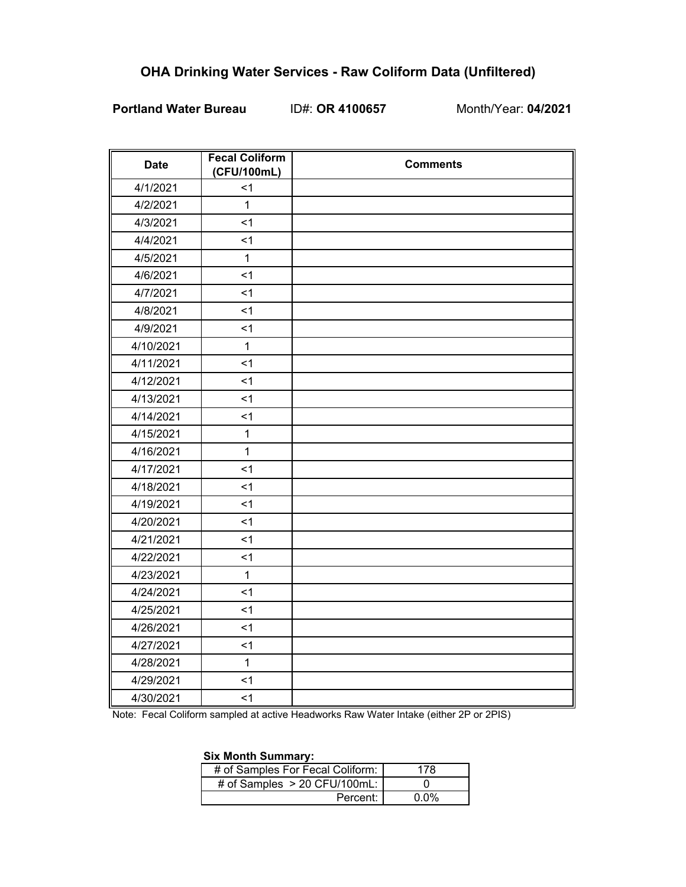# OHA Drinking Water Services - Raw Coliform Data (Unfiltered)

**Portland Water Bureau** ID#: **OR 4100657** Month/Year: **04/2021**

| Date | Fecal Coliform (CFU/100mL) | Comments |
|---|---|---|
| 4/1/2021 | <1 | |
| 4/2/2021 | 1 | |
| 4/3/2021 | <1 | |
| 4/4/2021 | <1 | |
| 4/5/2021 | 1 | |
| 4/6/2021 | <1 | |
| 4/7/2021 | <1 | |
| 4/8/2021 | <1 | |
| 4/9/2021 | <1 | |
| 4/10/2021 | 1 | |
| 4/11/2021 | <1 | |
| 4/12/2021 | <1 | |
| 4/13/2021 | <1 | |
| 4/14/2021 | <1 | |
| 4/15/2021 | 1 | |
| 4/16/2021 | 1 | |
| 4/17/2021 | <1 | |
| 4/18/2021 | <1 | |
| 4/19/2021 | <1 | |
| 4/20/2021 | <1 | |
| 4/21/2021 | <1 | |
| 4/22/2021 | <1 | |
| 4/23/2021 | 1 | |
| 4/24/2021 | <1 | |
| 4/25/2021 | <1 | |
| 4/26/2021 | <1 | |
| 4/27/2021 | <1 | |
| 4/28/2021 | 1 | |
| 4/29/2021 | <1 | |
| 4/30/2021 | <1 | |

Note: Fecal Coliform sampled at active Headworks Raw Water Intake (either 2P or 2PIS)

**Six Month Summary:**

| | |
|---|---|
| # of Samples For Fecal Coliform: | 178 |
| # of Samples > 20 CFU/100mL: | 0 |
| Percent: | 0.0% |